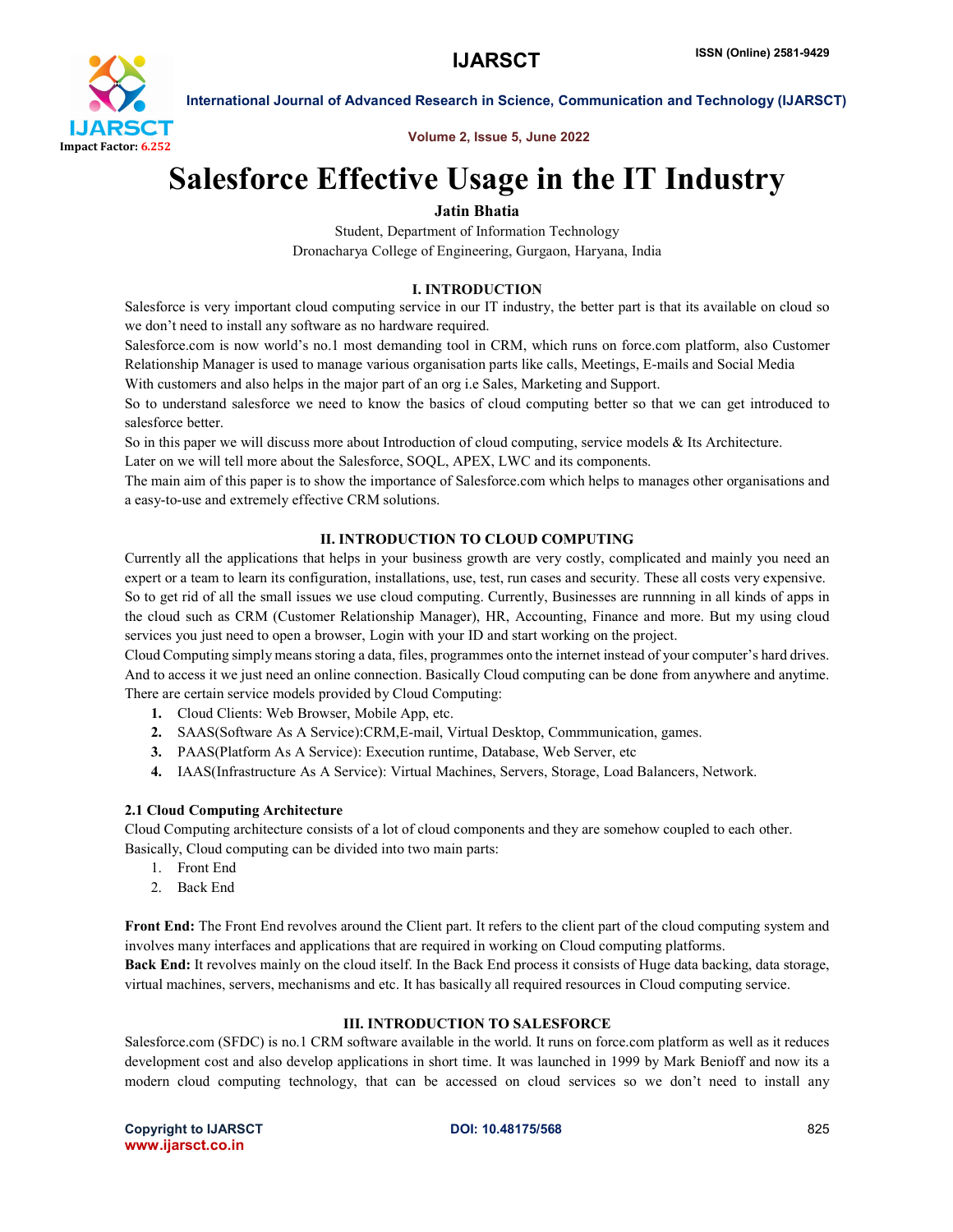# Salesforce Effective Usage in the IT Industry

**Jatin Bhatia**

Student, Department of Information Technology
Dronacharya College of Engineering, Gurgaon, Haryana, India

## I. INTRODUCTION

Salesforce is very important cloud computing service in our IT industry, the better part is that its available on cloud so we don't need to install any software as no hardware required.

Salesforce.com is now world's no.1 most demanding tool in CRM, which runs on force.com platform, also Customer Relationship Manager is used to manage various organisation parts like calls, Meetings, E-mails and Social Media With customers and also helps in the major part of an org i.e Sales, Marketing and Support.

So to understand salesforce we need to know the basics of cloud computing better so that we can get introduced to salesforce better.

So in this paper we will discuss more about Introduction of cloud computing, service models & Its Architecture.

Later on we will tell more about the Salesforce, SOQL, APEX, LWC and its components.

The main aim of this paper is to show the importance of Salesforce.com which helps to manages other organisations and a easy-to-use and extremely effective CRM solutions.

## II. INTRODUCTION TO CLOUD COMPUTING

Currently all the applications that helps in your business growth are very costly, complicated and mainly you need an expert or a team to learn its configuration, installations, use, test, run cases and security. These all costs very expensive. So to get rid of all the small issues we use cloud computing. Currently, Businesses are runnning in all kinds of apps in the cloud such as CRM (Customer Relationship Manager), HR, Accounting, Finance and more. But my using cloud services you just need to open a browser, Login with your ID and start working on the project.

Cloud Computing simply means storing a data, files, programmes onto the internet instead of your computer's hard drives. And to access it we just need an online connection. Basically Cloud computing can be done from anywhere and anytime. There are certain service models provided by Cloud Computing:

1. **Cloud Clients:** Web Browser, Mobile App, etc.
2. **SAAS(Software As A Service):**CRM,E-mail, Virtual Desktop, Commmunication, games.
3. **PAAS(Platform As A Service):** Execution runtime, Database, Web Server, etc
4. **IAAS(Infrastructure As A Service):** Virtual Machines, Servers, Storage, Load Balancers, Network.

### 2.1 Cloud Computing Architecture

Cloud Computing architecture consists of a lot of cloud components and they are somehow coupled to each other. Basically, Cloud computing can be divided into two main parts:

1. Front End
2. Back End

**Front End:** The Front End revolves around the Client part. It refers to the client part of the cloud computing system and involves many interfaces and applications that are required in working on Cloud computing platforms.

**Back End:** It revolves mainly on the cloud itself. In the Back End process it consists of Huge data backing, data storage, virtual machines, servers, mechanisms and etc. It has basically all required resources in Cloud computing service.

## III. INTRODUCTION TO SALESFORCE

Salesforce.com (SFDC) is no.1 CRM software available in the world. It runs on force.com platform as well as it reduces development cost and also develop applications in short time. It was launched in 1999 by Mark Benioff and now its a modern cloud computing technology, that can be accessed on cloud services so we don't need to install any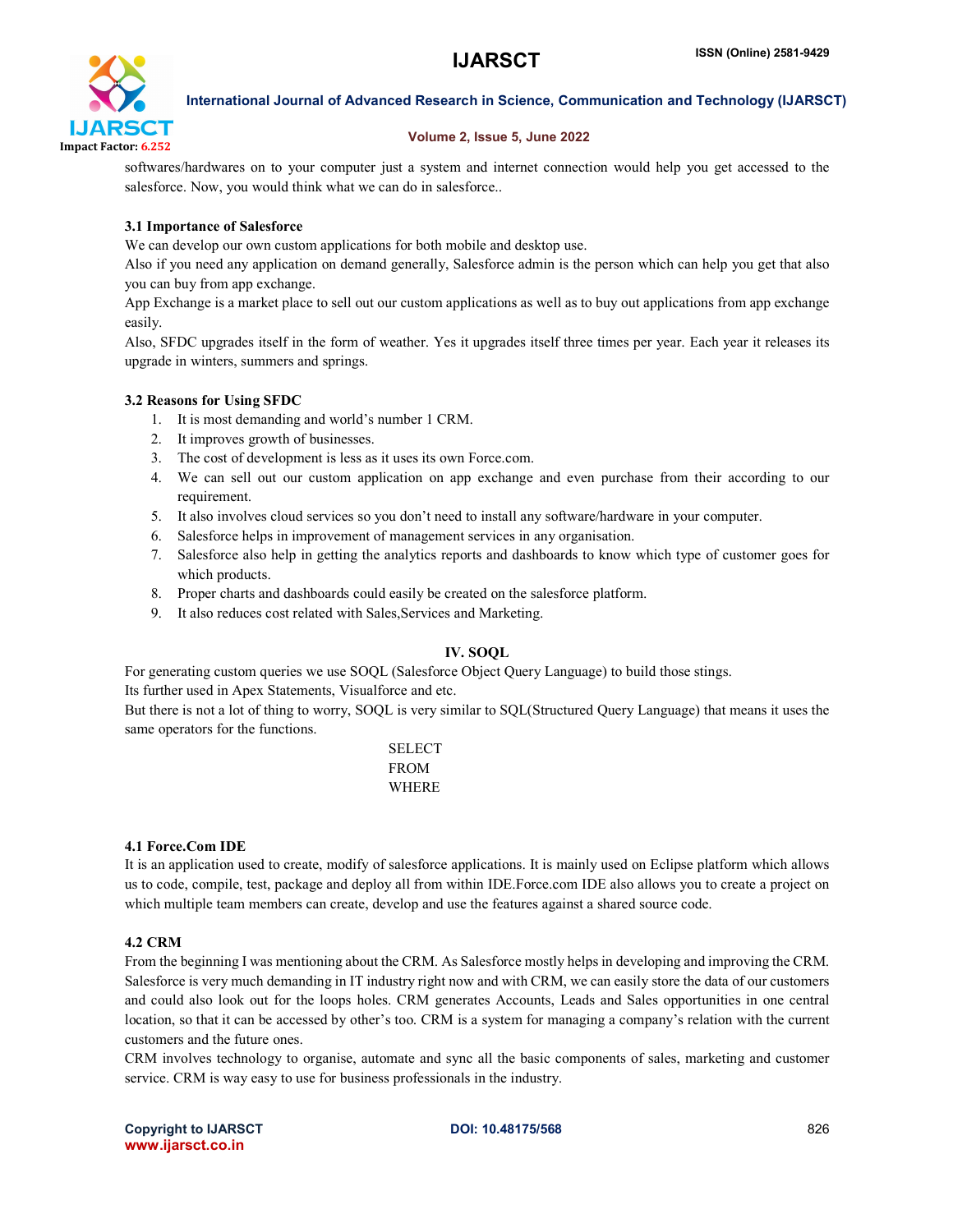softwares/hardwares on to your computer just a system and internet connection would help you get accessed to the salesforce. Now, you would think what we can do in salesforce..

### 3.1 Importance of Salesforce

We can develop our own custom applications for both mobile and desktop use.

Also if you need any application on demand generally, Salesforce admin is the person which can help you get that also you can buy from app exchange.

App Exchange is a market place to sell out our custom applications as well as to buy out applications from app exchange easily.

Also, SFDC upgrades itself in the form of weather. Yes it upgrades itself three times per year. Each year it releases its upgrade in winters, summers and springs.

### 3.2 Reasons for Using SFDC

1. It is most demanding and world's number 1 CRM.
2. It improves growth of businesses.
3. The cost of development is less as it uses its own Force.com.
4. We can sell out our custom application on app exchange and even purchase from their according to our requirement.
5. It also involves cloud services so you don't need to install any software/hardware in your computer.
6. Salesforce helps in improvement of management services in any organisation.
7. Salesforce also help in getting the analytics reports and dashboards to know which type of customer goes for which products.
8. Proper charts and dashboards could easily be created on the salesforce platform.
9. It also reduces cost related with Sales,Services and Marketing.

## IV. SOQL

For generating custom queries we use SOQL (Salesforce Object Query Language) to build those stings.

Its further used in Apex Statements, Visualforce and etc.

But there is not a lot of thing to worry, SOQL is very similar to SQL(Structured Query Language) that means it uses the same operators for the functions.

SELECT
FROM
WHERE

### 4.1 Force.Com IDE

It is an application used to create, modify of salesforce applications. It is mainly used on Eclipse platform which allows us to code, compile, test, package and deploy all from within IDE.Force.com IDE also allows you to create a project on which multiple team members can create, develop and use the features against a shared source code.

### 4.2 CRM

From the beginning I was mentioning about the CRM. As Salesforce mostly helps in developing and improving the CRM. Salesforce is very much demanding in IT industry right now and with CRM, we can easily store the data of our customers and could also look out for the loops holes. CRM generates Accounts, Leads and Sales opportunities in one central location, so that it can be accessed by other's too. CRM is a system for managing a company's relation with the current customers and the future ones.

CRM involves technology to organise, automate and sync all the basic components of sales, marketing and customer service. CRM is way easy to use for business professionals in the industry.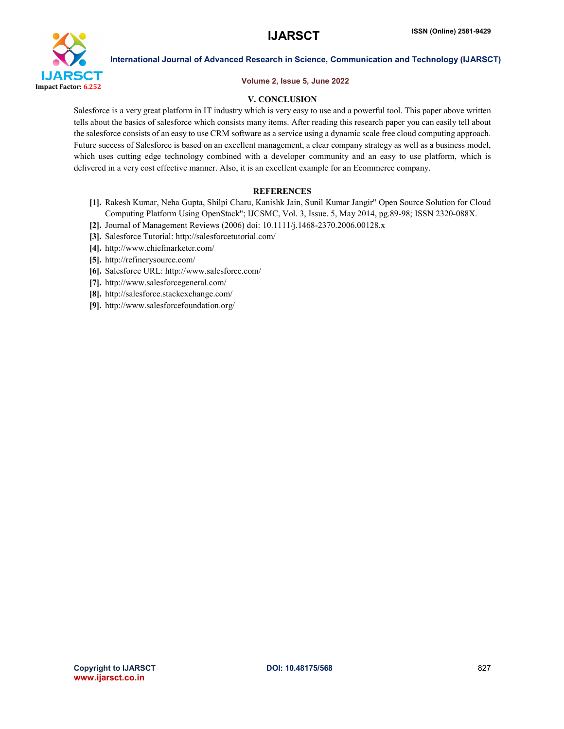## V. CONCLUSION

Salesforce is a very great platform in IT industry which is very easy to use and a powerful tool. This paper above written tells about the basics of salesforce which consists many items. After reading this research paper you can easily tell about the salesforce consists of an easy to use CRM software as a service using a dynamic scale free cloud computing approach. Future success of Salesforce is based on an excellent management, a clear company strategy as well as a business model, which uses cutting edge technology combined with a developer community and an easy to use platform, which is delivered in a very cost effective manner. Also, it is an excellent example for an Ecommerce company.

## REFERENCES

- **[1].** Rakesh Kumar, Neha Gupta, Shilpi Charu, Kanishk Jain, Sunil Kumar Jangir" Open Source Solution for Cloud Computing Platform Using OpenStack"; IJCSMC, Vol. 3, Issue. 5, May 2014, pg.89-98; ISSN 2320-088X.
- **[2].** Journal of Management Reviews (2006) doi: 10.1111/j.1468-2370.2006.00128.x
- **[3].** Salesforce Tutorial: http://salesforcetutorial.com/
- **[4].** http://www.chiefmarketer.com/
- **[5].** http://refinerysource.com/
- **[6].** Salesforce URL: http://www.salesforce.com/
- **[7].** http://www.salesforcegeneral.com/
- **[8].** http://salesforce.stackexchange.com/
- **[9].** http://www.salesforcefoundation.org/